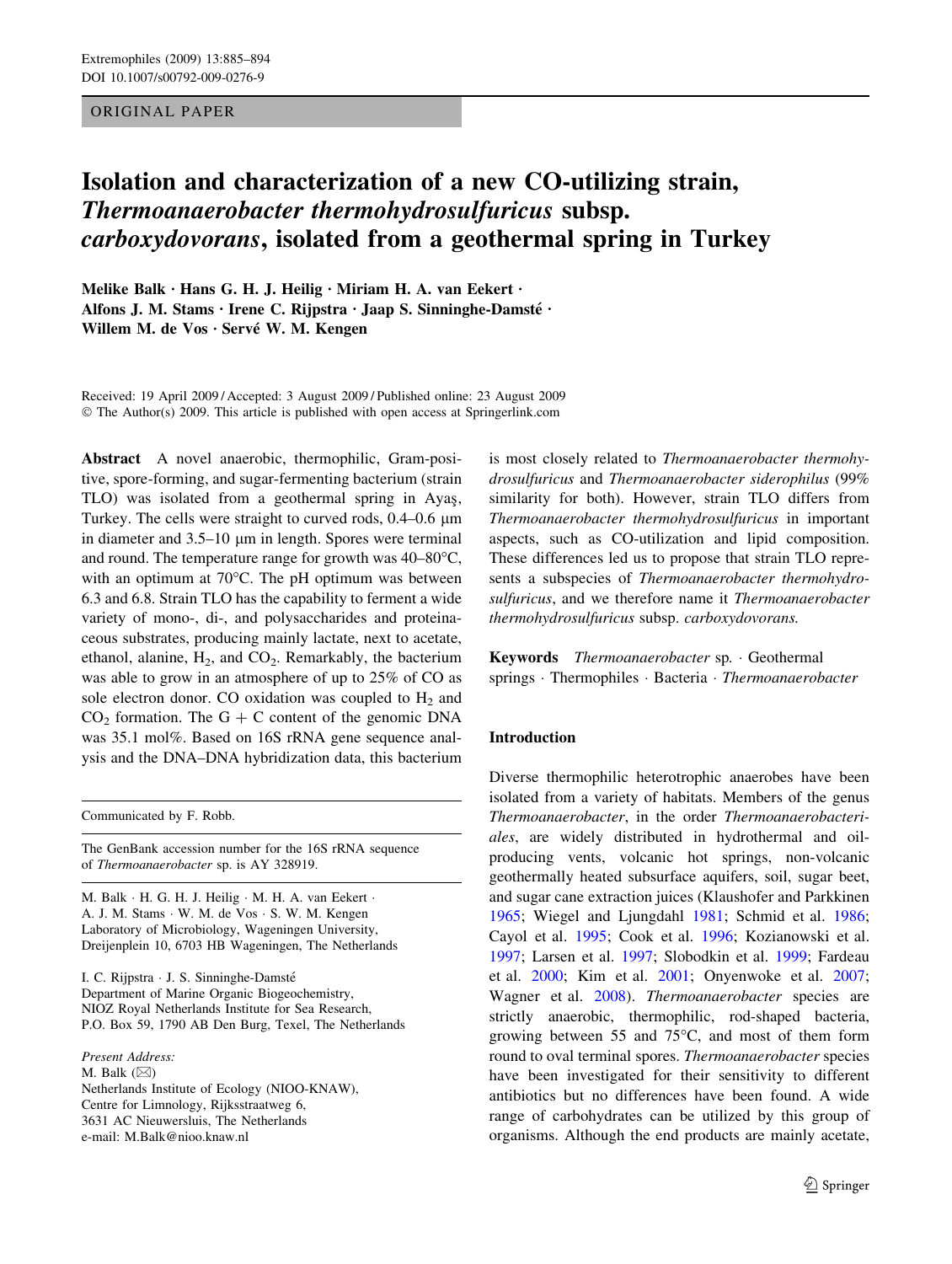ORIGINAL PAPER

# Isolation and characterization of a new CO-utilizing strain, *Thermoanaerobacter thermohydrosulfuricus* subsp. *carboxydovorans*, isolated from a geothermal spring in Turkey

**Melike Balk · Hans G. H. J. Heilig · Miriam H. A. van Eekert · Alfons J. M. Stams · Irene C. Rijpstra · Jaap S. Sinninghe-Damsté · Willem M. de Vos · Servé W. M. Kengen**

Received: 19 April 2009 / Accepted: 3 August 2009 / Published online: 23 August 2009
© The Author(s) 2009. This article is published with open access at Springerlink.com

**Abstract** A novel anaerobic, thermophilic, Gram-positive, spore-forming, and sugar-fermenting bacterium (strain TLO) was isolated from a geothermal spring in Ayaş, Turkey. The cells were straight to curved rods, 0.4–0.6 μm in diameter and 3.5–10 μm in length. Spores were terminal and round. The temperature range for growth was 40–80°C, with an optimum at 70°C. The pH optimum was between 6.3 and 6.8. Strain TLO has the capability to ferment a wide variety of mono-, di-, and polysaccharides and proteinaceous substrates, producing mainly lactate, next to acetate, ethanol, alanine, $H_2$, and $CO_2$. Remarkably, the bacterium was able to grow in an atmosphere of up to 25% of CO as sole electron donor. CO oxidation was coupled to $H_2$ and $CO_2$ formation. The G + C content of the genomic DNA was 35.1 mol%. Based on 16S rRNA gene sequence analysis and the DNA–DNA hybridization data, this bacterium is most closely related to *Thermoanaerobacter thermohydrosulfuricus* and *Thermoanaerobacter siderophilus* (99% similarity for both). However, strain TLO differs from *Thermoanaerobacter thermohydrosulfuricus* in important aspects, such as CO-utilization and lipid composition. These differences led us to propose that strain TLO represents a subspecies of *Thermoanaerobacter thermohydrosulfuricus*, and we therefore name it *Thermoanaerobacter thermohydrosulfuricus* subsp. *carboxydovorans.*

**Keywords** *Thermoanaerobacter* sp. · Geothermal springs · Thermophiles · Bacteria · *Thermoanaerobacter*

Communicated by F. Robb.

The GenBank accession number for the 16S rRNA sequence of *Thermoanaerobacter* sp. is AY 328919.

M. Balk · H. G. H. J. Heilig · M. H. A. van Eekert · A. J. M. Stams · W. M. de Vos · S. W. M. Kengen
Laboratory of Microbiology, Wageningen University, Dreijenplein 10, 6703 HB Wageningen, The Netherlands

I. C. Rijpstra · J. S. Sinninghe-Damsté
Department of Marine Organic Biogeochemistry, NIOZ Royal Netherlands Institute for Sea Research, P.O. Box 59, 1790 AB Den Burg, Texel, The Netherlands

*Present Address:*
M. Balk (✉)
Netherlands Institute of Ecology (NIOO-KNAW), Centre for Limnology, Rijksstraatweg 6, 3631 AC Nieuwersluis, The Netherlands
e-mail: M.Balk@nioo.knaw.nl

## Introduction

Diverse thermophilic heterotrophic anaerobes have been isolated from a variety of habitats. Members of the genus *Thermoanaerobacter*, in the order *Thermoanaerobacteriales*, are widely distributed in hydrothermal and oil-producing vents, volcanic hot springs, non-volcanic geothermally heated subsurface aquifers, soil, sugar beet, and sugar cane extraction juices (Klaushofer and Parkkinen 1965; Wiegel and Ljungdahl 1981; Schmid et al. 1986; Cayol et al. 1995; Cook et al. 1996; Kozianowski et al. 1997; Larsen et al. 1997; Slobodkin et al. 1999; Fardeau et al. 2000; Kim et al. 2001; Onyenwoke et al. 2007; Wagner et al. 2008). *Thermoanaerobacter* species are strictly anaerobic, thermophilic, rod-shaped bacteria, growing between 55 and 75°C, and most of them form round to oval terminal spores. *Thermoanaerobacter* species have been investigated for their sensitivity to different antibiotics but no differences have been found. A wide range of carbohydrates can be utilized by this group of organisms. Although the end products are mainly acetate,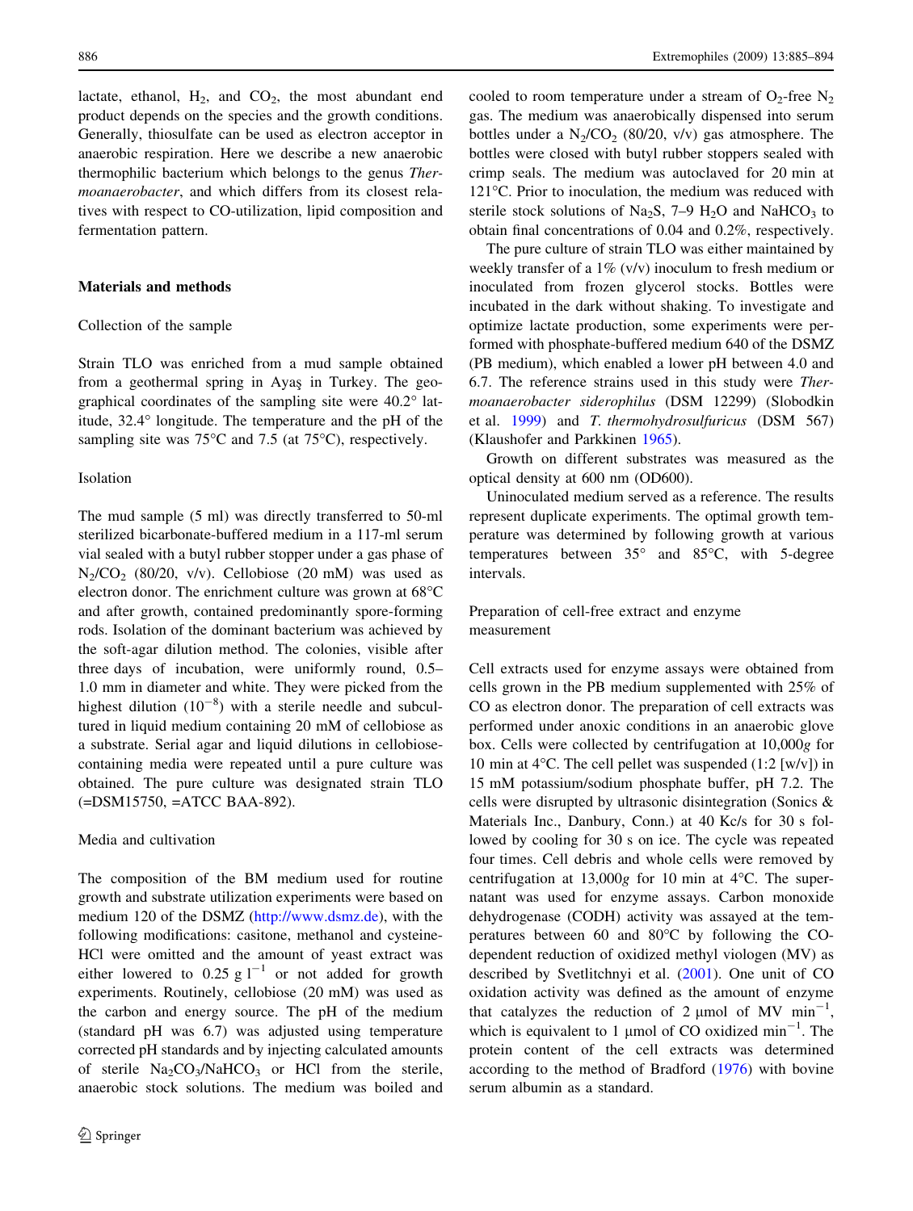lactate, ethanol, $H_2$, and $CO_2$, the most abundant end product depends on the species and the growth conditions. Generally, thiosulfate can be used as electron acceptor in anaerobic respiration. Here we describe a new anaerobic thermophilic bacterium which belongs to the genus *Thermoanaerobacter*, and which differs from its closest relatives with respect to CO-utilization, lipid composition and fermentation pattern.

## Materials and methods

### Collection of the sample

Strain TLO was enriched from a mud sample obtained from a geothermal spring in Ayaş in Turkey. The geographical coordinates of the sampling site were 40.2° latitude, 32.4° longitude. The temperature and the pH of the sampling site was 75°C and 7.5 (at 75°C), respectively.

### Isolation

The mud sample (5 ml) was directly transferred to 50-ml sterilized bicarbonate-buffered medium in a 117-ml serum vial sealed with a butyl rubber stopper under a gas phase of $N_2/CO_2$ (80/20, v/v). Cellobiose (20 mM) was used as electron donor. The enrichment culture was grown at 68°C and after growth, contained predominantly spore-forming rods. Isolation of the dominant bacterium was achieved by the soft-agar dilution method. The colonies, visible after three days of incubation, were uniformly round, 0.5–1.0 mm in diameter and white. They were picked from the highest dilution ($10^{-8}$) with a sterile needle and subcultured in liquid medium containing 20 mM of cellobiose as a substrate. Serial agar and liquid dilutions in cellobiose-containing media were repeated until a pure culture was obtained. The pure culture was designated strain TLO (=DSM15750, =ATCC BAA-892).

### Media and cultivation

The composition of the BM medium used for routine growth and substrate utilization experiments were based on medium 120 of the DSMZ (http://www.dsmz.de), with the following modifications: casitone, methanol and cysteine-HCl were omitted and the amount of yeast extract was either lowered to 0.25 g $l^{-1}$ or not added for growth experiments. Routinely, cellobiose (20 mM) was used as the carbon and energy source. The pH of the medium (standard pH was 6.7) was adjusted using temperature corrected pH standards and by injecting calculated amounts of sterile $Na_2CO_3/NaHCO_3$ or HCl from the sterile, anaerobic stock solutions. The medium was boiled and cooled to room temperature under a stream of $O_2$-free $N_2$ gas. The medium was anaerobically dispensed into serum bottles under a $N_2/CO_2$ (80/20, v/v) gas atmosphere. The bottles were closed with butyl rubber stoppers sealed with crimp seals. The medium was autoclaved for 20 min at 121°C. Prior to inoculation, the medium was reduced with sterile stock solutions of $Na_2S$, 7–9 $H_2O$ and $NaHCO_3$ to obtain final concentrations of 0.04 and 0.2%, respectively.

The pure culture of strain TLO was either maintained by weekly transfer of a 1% (v/v) inoculum to fresh medium or inoculated from frozen glycerol stocks. Bottles were incubated in the dark without shaking. To investigate and optimize lactate production, some experiments were performed with phosphate-buffered medium 640 of the DSMZ (PB medium), which enabled a lower pH between 4.0 and 6.7. The reference strains used in this study were *Thermoanaerobacter siderophilus* (DSM 12299) (Slobodkin et al. 1999) and *T. thermohydrosulfuricus* (DSM 567) (Klaushofer and Parkkinen 1965).

Growth on different substrates was measured as the optical density at 600 nm (OD600).

Uninoculated medium served as a reference. The results represent duplicate experiments. The optimal growth temperature was determined by following growth at various temperatures between 35° and 85°C, with 5-degree intervals.

### Preparation of cell-free extract and enzyme measurement

Cell extracts used for enzyme assays were obtained from cells grown in the PB medium supplemented with 25% of CO as electron donor. The preparation of cell extracts was performed under anoxic conditions in an anaerobic glove box. Cells were collected by centrifugation at 10,000*g* for 10 min at 4°C. The cell pellet was suspended (1:2 [w/v]) in 15 mM potassium/sodium phosphate buffer, pH 7.2. The cells were disrupted by ultrasonic disintegration (Sonics & Materials Inc., Danbury, Conn.) at 40 Kc/s for 30 s followed by cooling for 30 s on ice. The cycle was repeated four times. Cell debris and whole cells were removed by centrifugation at 13,000*g* for 10 min at 4°C. The supernatant was used for enzyme assays. Carbon monoxide dehydrogenase (CODH) activity was assayed at the temperatures between 60 and 80°C by following the CO-dependent reduction of oxidized methyl viologen (MV) as described by Svetlitchnyi et al. (2001). One unit of CO oxidation activity was defined as the amount of enzyme that catalyzes the reduction of 2 μmol of MV $min^{-1}$, which is equivalent to 1 μmol of CO oxidized $min^{-1}$. The protein content of the cell extracts was determined according to the method of Bradford (1976) with bovine serum albumin as a standard.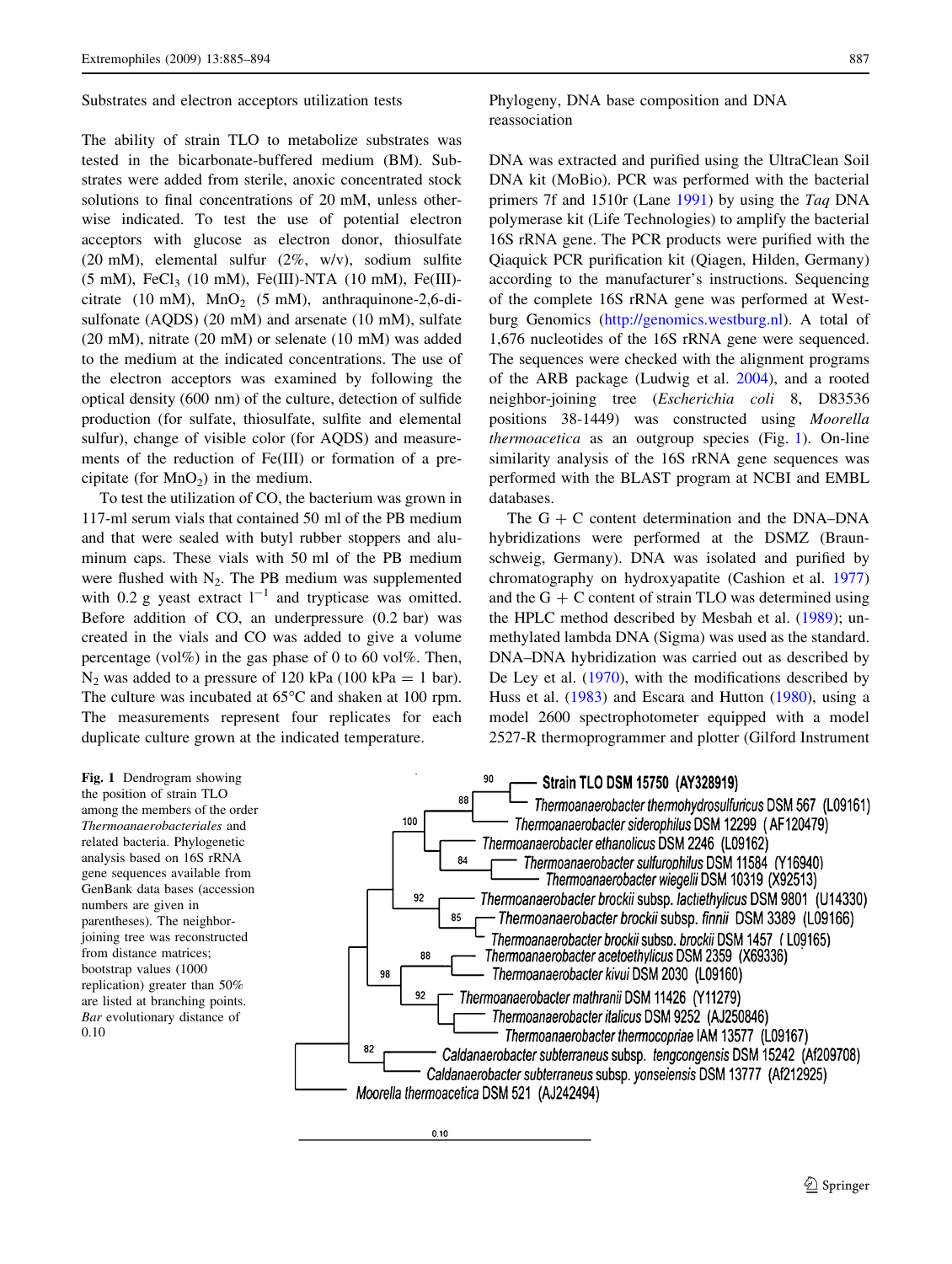### Substrates and electron acceptors utilization tests

The ability of strain TLO to metabolize substrates was tested in the bicarbonate-buffered medium (BM). Substrates were added from sterile, anoxic concentrated stock solutions to final concentrations of 20 mM, unless otherwise indicated. To test the use of potential electron acceptors with glucose as electron donor, thiosulfate (20 mM), elemental sulfur (2%, w/v), sodium sulfite (5 mM), $FeCl_3$ (10 mM), Fe(III)-NTA (10 mM), Fe(III)-citrate (10 mM), $MnO_2$ (5 mM), anthraquinone-2,6-disulfonate (AQDS) (20 mM) and arsenate (10 mM), sulfate (20 mM), nitrate (20 mM) or selenate (10 mM) was added to the medium at the indicated concentrations. The use of the electron acceptors was examined by following the optical density (600 nm) of the culture, detection of sulfide production (for sulfate, thiosulfate, sulfite and elemental sulfur), change of visible color (for AQDS) and measurements of the reduction of Fe(III) or formation of a precipitate (for $MnO_2$) in the medium.

To test the utilization of CO, the bacterium was grown in 117-ml serum vials that contained 50 ml of the PB medium and that were sealed with butyl rubber stoppers and aluminum caps. These vials with 50 ml of the PB medium were flushed with $N_2$. The PB medium was supplemented with 0.2 g yeast extract $l^{-1}$ and trypticase was omitted. Before addition of CO, an underpressure (0.2 bar) was created in the vials and CO was added to give a volume percentage (vol%) in the gas phase of 0 to 60 vol%. Then, $N_2$ was added to a pressure of 120 kPa (100 kPa = 1 bar). The culture was incubated at 65°C and shaken at 100 rpm. The measurements represent four replicates for each duplicate culture grown at the indicated temperature.

### Phylogeny, DNA base composition and DNA reassociation

DNA was extracted and purified using the UltraClean Soil DNA kit (MoBio). PCR was performed with the bacterial primers 7f and 1510r (Lane 1991) by using the *Taq* DNA polymerase kit (Life Technologies) to amplify the bacterial 16S rRNA gene. The PCR products were purified with the Qiaquick PCR purification kit (Qiagen, Hilden, Germany) according to the manufacturer's instructions. Sequencing of the complete 16S rRNA gene was performed at Westburg Genomics (http://genomics.westburg.nl). A total of 1,676 nucleotides of the 16S rRNA gene were sequenced. The sequences were checked with the alignment programs of the ARB package (Ludwig et al. 2004), and a rooted neighbor-joining tree (*Escherichia coli* 8, D83536 positions 38-1449) was constructed using *Moorella thermoacetica* as an outgroup species (Fig. 1). On-line similarity analysis of the 16S rRNA gene sequences was performed with the BLAST program at NCBI and EMBL databases.

The G + C content determination and the DNA–DNA hybridizations were performed at the DSMZ (Braunschweig, Germany). DNA was isolated and purified by chromatography on hydroxyapatite (Cashion et al. 1977) and the G + C content of strain TLO was determined using the HPLC method described by Mesbah et al. (1989); unmethylated lambda DNA (Sigma) was used as the standard. DNA–DNA hybridization was carried out as described by De Ley et al. (1970), with the modifications described by Huss et al. (1983) and Escara and Hutton (1980), using a model 2600 spectrophotometer equipped with a model 2527-R thermoprogrammer and plotter (Gilford Instrument

**Fig. 1** Dendrogram showing the position of strain TLO among the members of the order *Thermoanaerobacteriales* and related bacteria. Phylogenetic analysis based on 16S rRNA gene sequences available from GenBank data bases (accession numbers are given in parentheses). The neighbor-joining tree was reconstructed from distance matrices; bootstrap values (1000 replication) greater than 50% are listed at branching points. *Bar* evolutionary distance of 0.10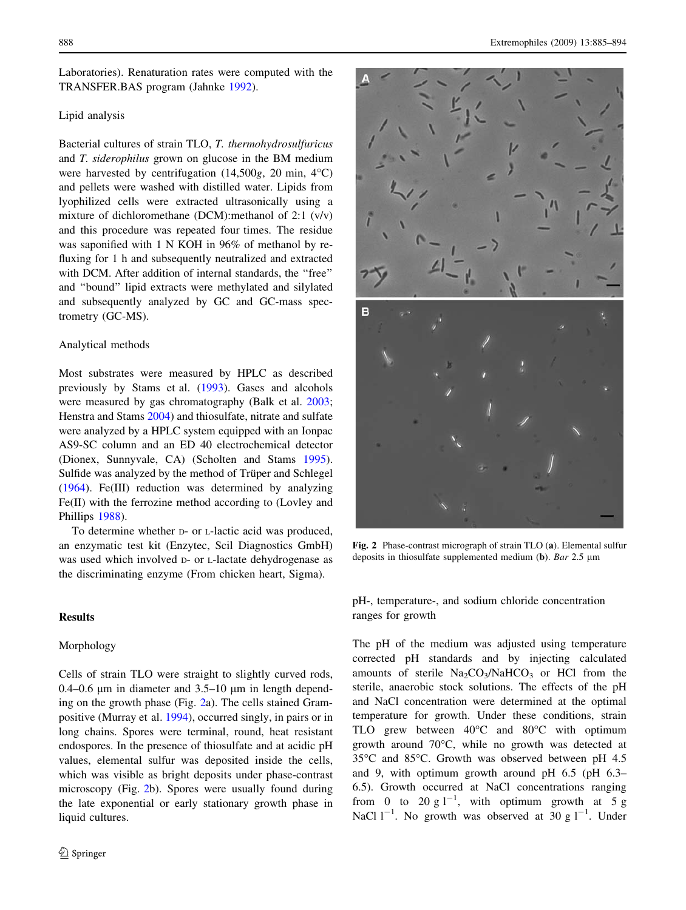Laboratories). Renaturation rates were computed with the TRANSFER.BAS program (Jahnke 1992).

### Lipid analysis

Bacterial cultures of strain TLO, *T. thermohydrosulfuricus* and *T. siderophilus* grown on glucose in the BM medium were harvested by centrifugation (14,500*g*, 20 min, 4°C) and pellets were washed with distilled water. Lipids from lyophilized cells were extracted ultrasonically using a mixture of dichloromethane (DCM):methanol of 2:1 (v/v) and this procedure was repeated four times. The residue was saponified with 1 N KOH in 96% of methanol by refluxing for 1 h and subsequently neutralized and extracted with DCM. After addition of internal standards, the "free" and "bound" lipid extracts were methylated and silylated and subsequently analyzed by GC and GC-mass spectrometry (GC-MS).

### Analytical methods

Most substrates were measured by HPLC as described previously by Stams et al. (1993). Gases and alcohols were measured by gas chromatography (Balk et al. 2003; Henstra and Stams 2004) and thiosulfate, nitrate and sulfate were analyzed by a HPLC system equipped with an Ionpac AS9-SC column and an ED 40 electrochemical detector (Dionex, Sunnyvale, CA) (Scholten and Stams 1995). Sulfide was analyzed by the method of Trüper and Schlegel (1964). Fe(III) reduction was determined by analyzing Fe(II) with the ferrozine method according to (Lovley and Phillips 1988).

To determine whether D- or L-lactic acid was produced, an enzymatic test kit (Enzytec, Scil Diagnostics GmbH) was used which involved D- or L-lactate dehydrogenase as the discriminating enzyme (From chicken heart, Sigma).

## Results

### Morphology

Cells of strain TLO were straight to slightly curved rods, 0.4–0.6 μm in diameter and 3.5–10 μm in length depending on the growth phase (Fig. 2a). The cells stained Gram-positive (Murray et al. 1994), occurred singly, in pairs or in long chains. Spores were terminal, round, heat resistant endospores. In the presence of thiosulfate and at acidic pH values, elemental sulfur was deposited inside the cells, which was visible as bright deposits under phase-contrast microscopy (Fig. 2b). Spores were usually found during the late exponential or early stationary growth phase in liquid cultures.

**Fig. 2** Phase-contrast micrograph of strain TLO (**a**). Elemental sulfur deposits in thiosulfate supplemented medium (**b**). *Bar* 2.5 μm

### pH-, temperature-, and sodium chloride concentration ranges for growth

The pH of the medium was adjusted using temperature corrected pH standards and by injecting calculated amounts of sterile $Na_2CO_3/NaHCO_3$ or HCl from the sterile, anaerobic stock solutions. The effects of the pH and NaCl concentration were determined at the optimal temperature for growth. Under these conditions, strain TLO grew between 40°C and 80°C with optimum growth around 70°C, while no growth was detected at 35°C and 85°C. Growth was observed between pH 4.5 and 9, with optimum growth around pH 6.5 (pH 6.3–6.5). Growth occurred at NaCl concentrations ranging from 0 to 20 g $l^{-1}$, with optimum growth at 5 g NaCl $l^{-1}$. No growth was observed at 30 g $l^{-1}$. Under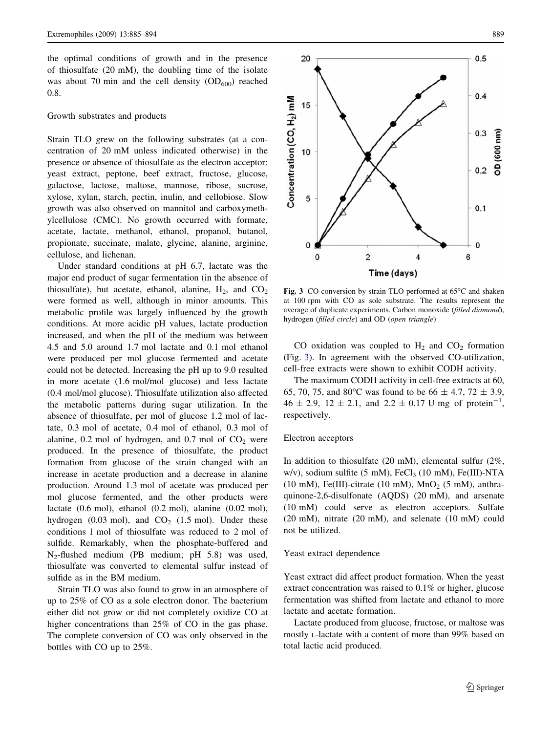the optimal conditions of growth and in the presence of thiosulfate (20 mM), the doubling time of the isolate was about 70 min and the cell density ($OD_{600}$) reached 0.8.

### Growth substrates and products

Strain TLO grew on the following substrates (at a concentration of 20 mM unless indicated otherwise) in the presence or absence of thiosulfate as the electron acceptor: yeast extract, peptone, beef extract, fructose, glucose, galactose, lactose, maltose, mannose, ribose, sucrose, xylose, xylan, starch, pectin, inulin, and cellobiose. Slow growth was also observed on mannitol and carboxymethylcellulose (CMC). No growth occurred with formate, acetate, lactate, methanol, ethanol, propanol, butanol, propionate, succinate, malate, glycine, alanine, arginine, cellulose, and lichenan.

Under standard conditions at pH 6.7, lactate was the major end product of sugar fermentation (in the absence of thiosulfate), but acetate, ethanol, alanine, $H_2$, and $CO_2$ were formed as well, although in minor amounts. This metabolic profile was largely influenced by the growth conditions. At more acidic pH values, lactate production increased, and when the pH of the medium was between 4.5 and 5.0 around 1.7 mol lactate and 0.1 mol ethanol were produced per mol glucose fermented and acetate could not be detected. Increasing the pH up to 9.0 resulted in more acetate (1.6 mol/mol glucose) and less lactate (0.4 mol/mol glucose). Thiosulfate utilization also affected the metabolic patterns during sugar utilization. In the absence of thiosulfate, per mol of glucose 1.2 mol of lactate, 0.3 mol of acetate, 0.4 mol of ethanol, 0.3 mol of alanine, 0.2 mol of hydrogen, and 0.7 mol of $CO_2$ were produced. In the presence of thiosulfate, the product formation from glucose of the strain changed with an increase in acetate production and a decrease in alanine production. Around 1.3 mol of acetate was produced per mol glucose fermented, and the other products were lactate (0.6 mol), ethanol (0.2 mol), alanine (0.02 mol), hydrogen (0.03 mol), and $CO_2$ (1.5 mol). Under these conditions 1 mol of thiosulfate was reduced to 2 mol of sulfide. Remarkably, when the phosphate-buffered and $N_2$-flushed medium (PB medium; pH 5.8) was used, thiosulfate was converted to elemental sulfur instead of sulfide as in the BM medium.

Strain TLO was also found to grow in an atmosphere of up to 25% of CO as a sole electron donor. The bacterium either did not grow or did not completely oxidize CO at higher concentrations than 25% of CO in the gas phase. The complete conversion of CO was only observed in the bottles with CO up to 25%.

**Fig. 3** CO conversion by strain TLO performed at 65°C and shaken at 100 rpm with CO as sole substrate. The results represent the average of duplicate experiments. Carbon monoxide (*filled diamond*), hydrogen (*filled circle*) and OD (*open triangle*)

CO oxidation was coupled to $H_2$ and $CO_2$ formation (Fig. 3). In agreement with the observed CO-utilization, cell-free extracts were shown to exhibit CODH activity.

The maximum CODH activity in cell-free extracts at 60, 65, 70, 75, and 80°C was found to be $66 \pm 4.7$, $72 \pm 3.9$, $46 \pm 2.9$, $12 \pm 2.1$, and $2.2 \pm 0.17$ U mg of protein$^{-1}$, respectively.

### Electron acceptors

In addition to thiosulfate (20 mM), elemental sulfur (2%, w/v), sodium sulfite (5 mM), $FeCl_3$ (10 mM), Fe(III)-NTA (10 mM), Fe(III)-citrate (10 mM), $MnO_2$ (5 mM), anthraquinone-2,6-disulfonate (AQDS) (20 mM), and arsenate (10 mM) could serve as electron acceptors. Sulfate (20 mM), nitrate (20 mM), and selenate (10 mM) could not be utilized.

### Yeast extract dependence

Yeast extract did affect product formation. When the yeast extract concentration was raised to 0.1% or higher, glucose fermentation was shifted from lactate and ethanol to more lactate and acetate formation.

Lactate produced from glucose, fructose, or maltose was mostly L-lactate with a content of more than 99% based on total lactic acid produced.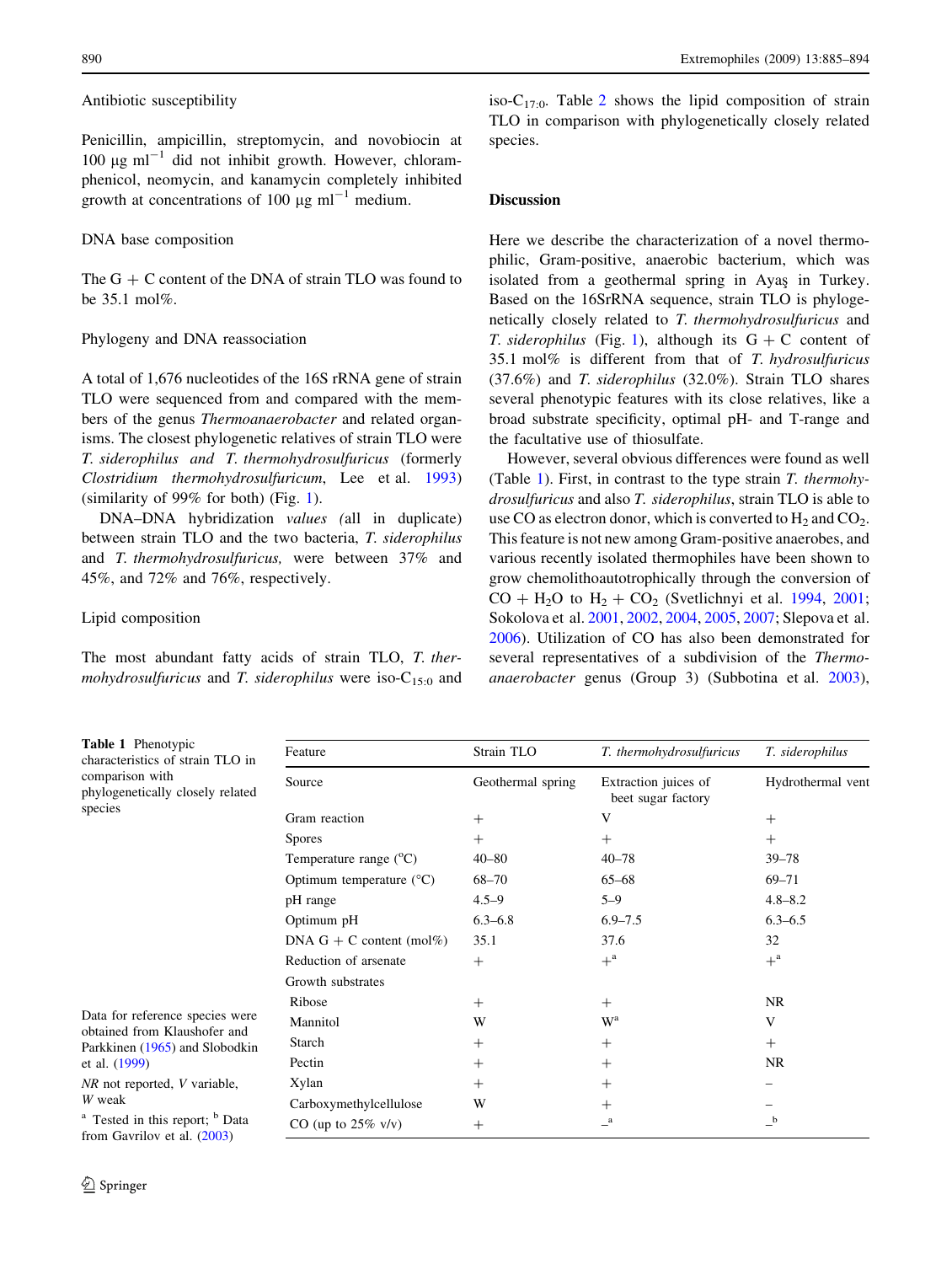### Antibiotic susceptibility

Penicillin, ampicillin, streptomycin, and novobiocin at 100 μg ml$^{-1}$ did not inhibit growth. However, chloramphenicol, neomycin, and kanamycin completely inhibited growth at concentrations of 100 μg ml$^{-1}$ medium.

### DNA base composition

The G + C content of the DNA of strain TLO was found to be 35.1 mol%.

### Phylogeny and DNA reassociation

A total of 1,676 nucleotides of the 16S rRNA gene of strain TLO were sequenced from and compared with the members of the genus *Thermoanaerobacter* and related organisms. The closest phylogenetic relatives of strain TLO were *T. siderophilus and T. thermohydrosulfuricus* (formerly *Clostridium thermohydrosulfuricum*, Lee et al. 1993) (similarity of 99% for both) (Fig. 1).

DNA–DNA hybridization *values (*all in duplicate) between strain TLO and the two bacteria, *T. siderophilus* and *T. thermohydrosulfuricus,* were between 37% and 45%, and 72% and 76%, respectively.

### Lipid composition

The most abundant fatty acids of strain TLO, *T. thermohydrosulfuricus* and *T. siderophilus* were iso-$C_{15:0}$ and iso-$C_{17:0}$. Table 2 shows the lipid composition of strain TLO in comparison with phylogenetically closely related species.

## Discussion

Here we describe the characterization of a novel thermophilic, Gram-positive, anaerobic bacterium, which was isolated from a geothermal spring in Ayaş in Turkey. Based on the 16SrRNA sequence, strain TLO is phylogenetically closely related to *T. thermohydrosulfuricus* and *T. siderophilus* (Fig. 1), although its G + C content of 35.1 mol% is different from that of *T. hydrosulfuricus* (37.6%) and *T. siderophilus* (32.0%). Strain TLO shares several phenotypic features with its close relatives, like a broad substrate specificity, optimal pH- and T-range and the facultative use of thiosulfate.

However, several obvious differences were found as well (Table 1). First, in contrast to the type strain *T. thermohydrosulfuricus* and also *T. siderophilus*, strain TLO is able to use CO as electron donor, which is converted to $H_2$ and $CO_2$. This feature is not new among Gram-positive anaerobes, and various recently isolated thermophiles have been shown to grow chemolithoautotrophically through the conversion of $CO + H_2O$ to $H_2 + CO_2$ (Svetlichnyi et al. 1994, 2001; Sokolova et al. 2001, 2002, 2004, 2005, 2007; Slepova et al. 2006). Utilization of CO has also been demonstrated for several representatives of a subdivision of the *Thermoanaerobacter* genus (Group 3) (Subbotina et al. 2003),

**Table 1** Phenotypic characteristics of strain TLO in comparison with phylogenetically closely related species

| Feature | Strain TLO | *T. thermohydrosulfuricus* | *T. siderophilus* |
|---|---|---|---|
| Source | Geothermal spring | Extraction juices of beet sugar factory | Hydrothermal vent |
| Gram reaction | + | V | + |
| Spores | + | + | + |
| Temperature range (°C) | 40–80 | 40–78 | 39–78 |
| Optimum temperature (°C) | 68–70 | 65–68 | 69–71 |
| pH range | 4.5–9 | 5–9 | 4.8–8.2 |
| Optimum pH | 6.3–6.8 | 6.9–7.5 | 6.3–6.5 |
| DNA G + C content (mol%) | 35.1 | 37.6 | 32 |
| Reduction of arsenate | + | +[a] | +[a] |
| Growth substrates | | | |
| Ribose | + | + | NR |
| Mannitol | W | W[a] | V |
| Starch | + | + | + |
| Pectin | + | + | NR |
| Xylan | + | + | – |
| Carboxymethylcellulose | W | + | – |
| CO (up to 25% v/v) | + | –[a] | –[b] |

Data for reference species were obtained from Klaushofer and Parkkinen (1965) and Slobodkin et al. (1999)

*NR* not reported, *V* variable, *W* weak

[a] Tested in this report; [b] Data from Gavrilov et al. (2003)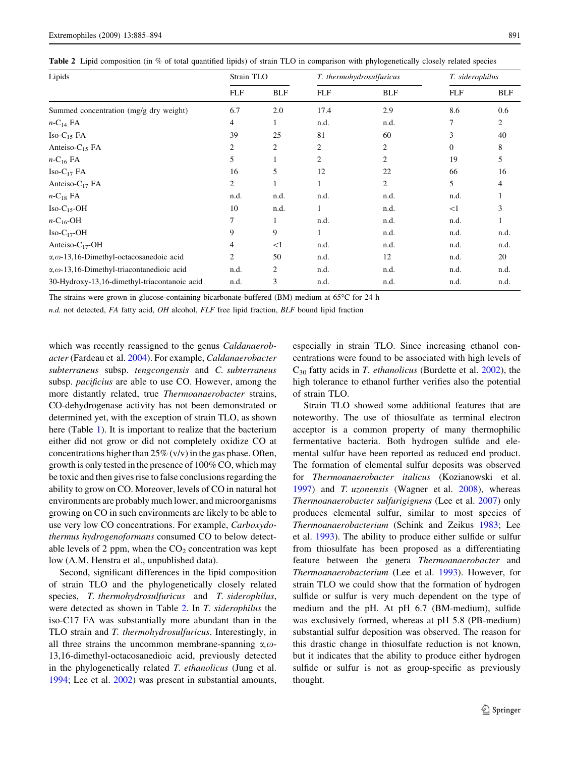Table 2 Lipid composition (in % of total quantified lipids) of strain TLO in comparison with phylogenetically closely related species

| Lipids | Strain TLO | | *T. thermohydrosulfuricus* | | *T. siderophilus* | |
|---|---|---|---|---|---|---|
| | FLF | BLF | FLF | BLF | FLF | BLF |
| Summed concentration (mg/g dry weight) | 6.7 | 2.0 | 17.4 | 2.9 | 8.6 | 0.6 |
| *n*-$C_{14}$ FA | 4 | 1 | n.d. | n.d. | 7 | 2 |
| Iso-$C_{15}$ FA | 39 | 25 | 81 | 60 | 3 | 40 |
| Anteiso-$C_{15}$ FA | 2 | 2 | 2 | 2 | 0 | 8 |
| *n*-$C_{16}$ FA | 5 | 1 | 2 | 2 | 19 | 5 |
| Iso-$C_{17}$ FA | 16 | 5 | 12 | 22 | 66 | 16 |
| Anteiso-$C_{17}$ FA | 2 | 1 | 1 | 2 | 5 | 4 |
| *n*-$C_{18}$ FA | n.d. | n.d. | n.d. | n.d. | n.d. | 1 |
| Iso-$C_{15}$-OH | 10 | n.d. | 1 | n.d. | <1 | 3 |
| *n*-$C_{16}$-OH | 7 | 1 | n.d. | n.d. | n.d. | 1 |
| Iso-$C_{17}$-OH | 9 | 9 | 1 | n.d. | n.d. | n.d. |
| Anteiso-$C_{17}$-OH | 4 | <1 | n.d. | n.d. | n.d. | n.d. |
| $\alpha,\omega$-13,16-Dimethyl-octacosanedioic acid | 2 | 50 | n.d. | 12 | n.d. | 20 |
| $\alpha,\omega$-13,16-Dimethyl-triacontanedioic acid | n.d. | 2 | n.d. | n.d. | n.d. | n.d. |
| 30-Hydroxy-13,16-dimethyl-triacontanoic acid | n.d. | 3 | n.d. | n.d. | n.d. | n.d. |

The strains were grown in glucose-containing bicarbonate-buffered (BM) medium at 65°C for 24 h

*n.d.* not detected, *FA* fatty acid, *OH* alcohol, *FLF* free lipid fraction, *BLF* bound lipid fraction

which was recently reassigned to the genus *Caldanaerobacter* (Fardeau et al. 2004). For example, *Caldanaerobacter subterraneus* subsp. *tengcongensis* and *C. subterraneus* subsp. *pacificius* are able to use CO. However, among the more distantly related, true *Thermoanaerobacter* strains, CO-dehydrogenase activity has not been demonstrated or determined yet, with the exception of strain TLO, as shown here (Table 1). It is important to realize that the bacterium either did not grow or did not completely oxidize CO at concentrations higher than 25% (v/v) in the gas phase. Often, growth is only tested in the presence of 100% CO, which may be toxic and then gives rise to false conclusions regarding the ability to grow on CO. Moreover, levels of CO in natural hot environments are probably much lower, and microorganisms growing on CO in such environments are likely to be able to use very low CO concentrations. For example, *Carboxydothermus hydrogenoformans* consumed CO to below detectable levels of 2 ppm, when the $CO_2$ concentration was kept low (A.M. Henstra et al., unpublished data).

Second, significant differences in the lipid composition of strain TLO and the phylogenetically closely related species, *T. thermohydrosulfuricus* and *T. siderophilus*, were detected as shown in Table 2. In *T. siderophilus* the iso-C17 FA was substantially more abundant than in the TLO strain and *T. thermohydrosulfuricus*. Interestingly, in all three strains the uncommon membrane-spanning $\alpha,\omega$-13,16-dimethyl-octacosanedioic acid, previously detected in the phylogenetically related *T. ethanolicus* (Jung et al. 1994; Lee et al. 2002) was present in substantial amounts, especially in strain TLO. Since increasing ethanol concentrations were found to be associated with high levels of $C_{30}$ fatty acids in *T. ethanolicus* (Burdette et al. 2002), the high tolerance to ethanol further verifies also the potential of strain TLO.

Strain TLO showed some additional features that are noteworthy. The use of thiosulfate as terminal electron acceptor is a common property of many thermophilic fermentative bacteria. Both hydrogen sulfide and elemental sulfur have been reported as reduced end product. The formation of elemental sulfur deposits was observed for *Thermoanaerobacter italicus* (Kozianowski et al. 1997) and *T. uzonensis* (Wagner et al. 2008), whereas *Thermoanaerobacter sulfurigignens* (Lee et al. 2007) only produces elemental sulfur, similar to most species of *Thermoanaerobacterium* (Schink and Zeikus 1983; Lee et al. 1993). The ability to produce either sulfide or sulfur from thiosulfate has been proposed as a differentiating feature between the genera *Thermoanaerobacter* and *Thermoanaerobacterium* (Lee et al. 1993). However, for strain TLO we could show that the formation of hydrogen sulfide or sulfur is very much dependent on the type of medium and the pH. At pH 6.7 (BM-medium), sulfide was exclusively formed, whereas at pH 5.8 (PB-medium) substantial sulfur deposition was observed. The reason for this drastic change in thiosulfate reduction is not known, but it indicates that the ability to produce either hydrogen sulfide or sulfur is not as group-specific as previously thought.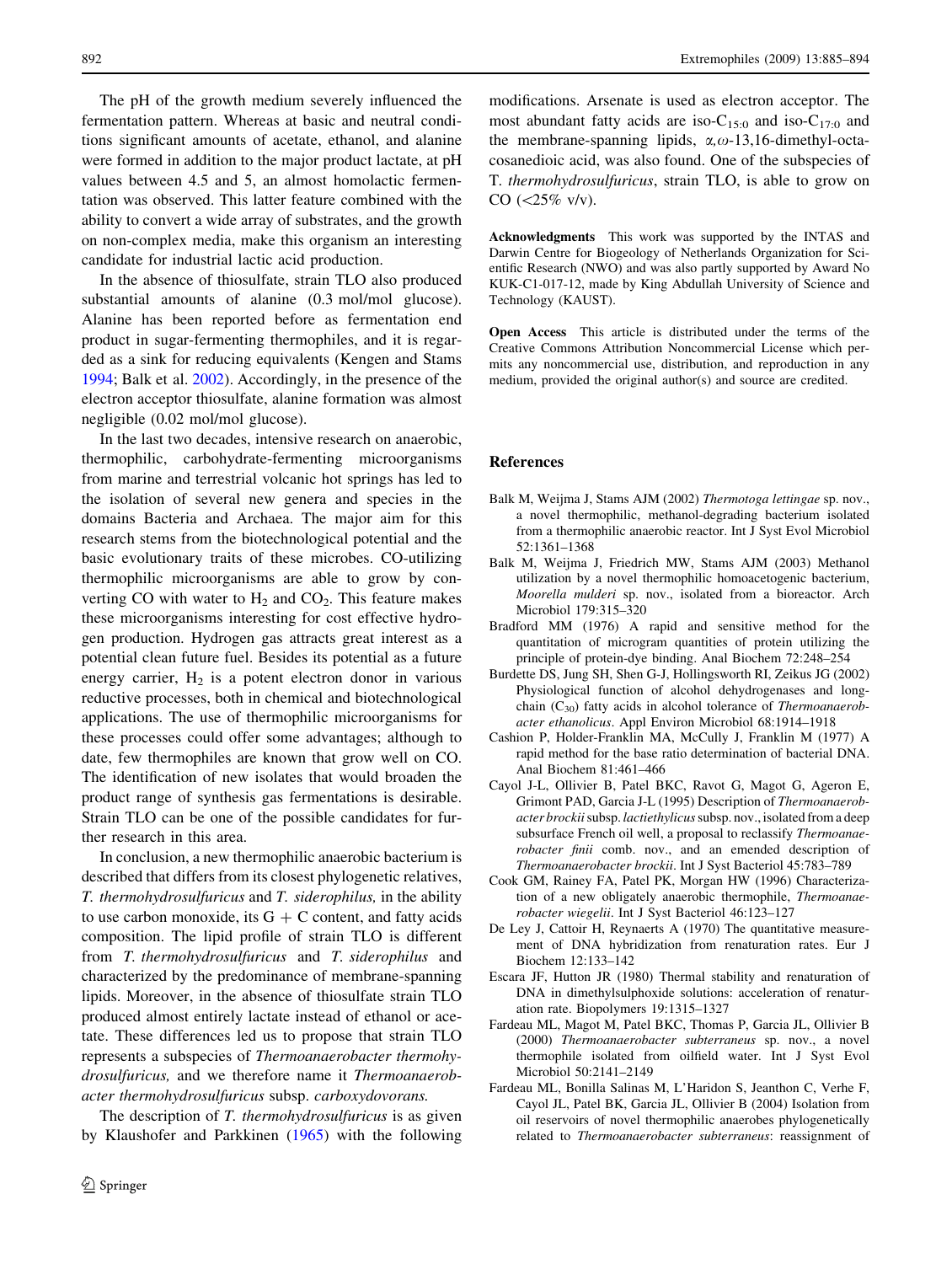The pH of the growth medium severely influenced the fermentation pattern. Whereas at basic and neutral conditions significant amounts of acetate, ethanol, and alanine were formed in addition to the major product lactate, at pH values between 4.5 and 5, an almost homolactic fermentation was observed. This latter feature combined with the ability to convert a wide array of substrates, and the growth on non-complex media, make this organism an interesting candidate for industrial lactic acid production.

In the absence of thiosulfate, strain TLO also produced substantial amounts of alanine (0.3 mol/mol glucose). Alanine has been reported before as fermentation end product in sugar-fermenting thermophiles, and it is regarded as a sink for reducing equivalents (Kengen and Stams 1994; Balk et al. 2002). Accordingly, in the presence of the electron acceptor thiosulfate, alanine formation was almost negligible (0.02 mol/mol glucose).

In the last two decades, intensive research on anaerobic, thermophilic, carbohydrate-fermenting microorganisms from marine and terrestrial volcanic hot springs has led to the isolation of several new genera and species in the domains Bacteria and Archaea. The major aim for this research stems from the biotechnological potential and the basic evolutionary traits of these microbes. CO-utilizing thermophilic microorganisms are able to grow by converting CO with water to $H_2$ and $CO_2$. This feature makes these microorganisms interesting for cost effective hydrogen production. Hydrogen gas attracts great interest as a potential clean future fuel. Besides its potential as a future energy carrier, $H_2$ is a potent electron donor in various reductive processes, both in chemical and biotechnological applications. The use of thermophilic microorganisms for these processes could offer some advantages; although to date, few thermophiles are known that grow well on CO. The identification of new isolates that would broaden the product range of synthesis gas fermentations is desirable. Strain TLO can be one of the possible candidates for further research in this area.

In conclusion, a new thermophilic anaerobic bacterium is described that differs from its closest phylogenetic relatives, *T. thermohydrosulfuricus* and *T. siderophilus,* in the ability to use carbon monoxide, its G + C content, and fatty acids composition. The lipid profile of strain TLO is different from *T. thermohydrosulfuricus* and *T. siderophilus* and characterized by the predominance of membrane-spanning lipids. Moreover, in the absence of thiosulfate strain TLO produced almost entirely lactate instead of ethanol or acetate. These differences led us to propose that strain TLO represents a subspecies of *Thermoanaerobacter thermohydrosulfuricus,* and we therefore name it *Thermoanaerobacter thermohydrosulfuricus* subsp. *carboxydovorans.*

The description of *T. thermohydrosulfuricus* is as given by Klaushofer and Parkkinen (1965) with the following modifications. Arsenate is used as electron acceptor. The most abundant fatty acids are iso-$C_{15:0}$ and iso-$C_{17:0}$ and the membrane-spanning lipids, $\alpha,\omega$-13,16-dimethyl-octacosanedioic acid, was also found. One of the subspecies of T. *thermohydrosulfuricus*, strain TLO, is able to grow on CO (<25% v/v).

**Acknowledgments** This work was supported by the INTAS and Darwin Centre for Biogeology of Netherlands Organization for Scientific Research (NWO) and was also partly supported by Award No KUK-C1-017-12, made by King Abdullah University of Science and Technology (KAUST).

**Open Access** This article is distributed under the terms of the Creative Commons Attribution Noncommercial License which permits any noncommercial use, distribution, and reproduction in any medium, provided the original author(s) and source are credited.

## References

Balk M, Weijma J, Stams AJM (2002) *Thermotoga lettingae* sp. nov., a novel thermophilic, methanol-degrading bacterium isolated from a thermophilic anaerobic reactor. Int J Syst Evol Microbiol 52:1361–1368

Balk M, Weijma J, Friedrich MW, Stams AJM (2003) Methanol utilization by a novel thermophilic homoacetogenic bacterium, *Moorella mulderi* sp. nov., isolated from a bioreactor. Arch Microbiol 179:315–320

Bradford MM (1976) A rapid and sensitive method for the quantitation of microgram quantities of protein utilizing the principle of protein-dye binding. Anal Biochem 72:248–254

Burdette DS, Jung SH, Shen G-J, Hollingsworth RI, Zeikus JG (2002) Physiological function of alcohol dehydrogenases and long-chain ($C_{30}$) fatty acids in alcohol tolerance of *Thermoanaerobacter ethanolicus*. Appl Environ Microbiol 68:1914–1918

Cashion P, Holder-Franklin MA, McCully J, Franklin M (1977) A rapid method for the base ratio determination of bacterial DNA. Anal Biochem 81:461–466

Cayol J-L, Ollivier B, Patel BKC, Ravot G, Magot G, Ageron E, Grimont PAD, Garcia J-L (1995) Description of *Thermoanaerobacter brockii* subsp. *lactiethylicus* subsp. nov., isolated from a deep subsurface French oil well, a proposal to reclassify *Thermoanaerobacter finii* comb. nov., and an emended description of *Thermoanaerobacter brockii*. Int J Syst Bacteriol 45:783–789

Cook GM, Rainey FA, Patel PK, Morgan HW (1996) Characterization of a new obligately anaerobic thermophile, *Thermoanaerobacter wiegelii*. Int J Syst Bacteriol 46:123–127

De Ley J, Cattoir H, Reynaerts A (1970) The quantitative measurement of DNA hybridization from renaturation rates. Eur J Biochem 12:133–142

Escara JF, Hutton JR (1980) Thermal stability and renaturation of DNA in dimethylsulphoxide solutions: acceleration of renaturation rate. Biopolymers 19:1315–1327

Fardeau ML, Magot M, Patel BKC, Thomas P, Garcia JL, Ollivier B (2000) *Thermoanaerobacter subterraneus* sp. nov., a novel thermophile isolated from oilfield water. Int J Syst Evol Microbiol 50:2141–2149

Fardeau ML, Bonilla Salinas M, L'Haridon S, Jeanthon C, Verhe F, Cayol JL, Patel BK, Garcia JL, Ollivier B (2004) Isolation from oil reservoirs of novel thermophilic anaerobes phylogenetically related to *Thermoanaerobacter subterraneus*: reassignment of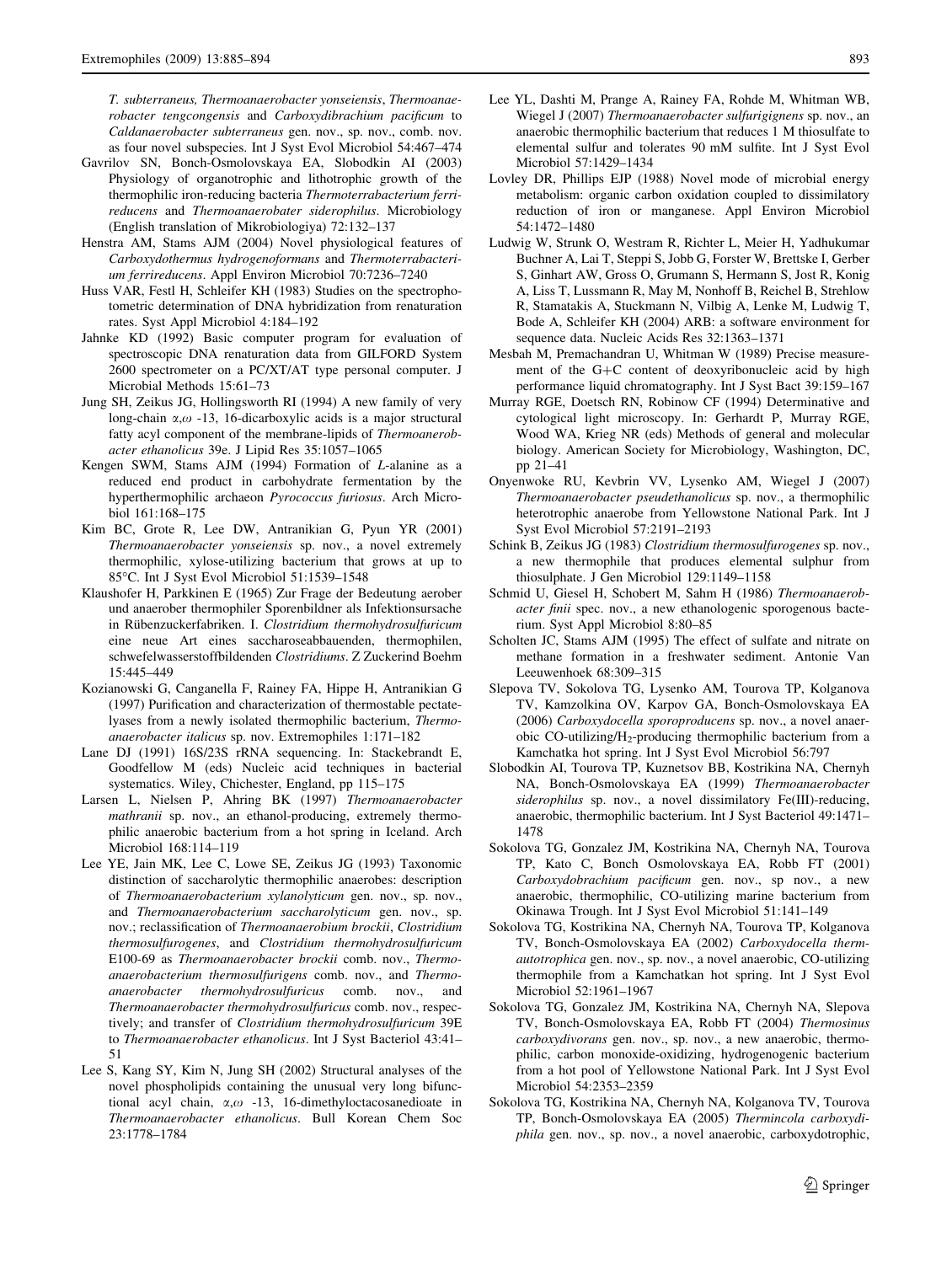*T. subterraneus, Thermoanaerobacter yonseiensis*, *Thermoanaerobacter tengcongensis* and *Carboxydibrachium pacificum* to *Caldanaerobacter subterraneus* gen. nov., sp. nov., comb. nov. as four novel subspecies. Int J Syst Evol Microbiol 54:467–474

Gavrilov SN, Bonch-Osmolovskaya EA, Slobodkin AI (2003) Physiology of organotrophic and lithotrophic growth of the thermophilic iron-reducing bacteria *Thermoterrabacterium ferrireducens* and *Thermoanaerobater siderophilus*. Microbiology (English translation of Mikrobiologiya) 72:132–137

Henstra AM, Stams AJM (2004) Novel physiological features of *Carboxydothermus hydrogenoformans* and *Thermoterrabacterium ferrireducens*. Appl Environ Microbiol 70:7236–7240

Huss VAR, Festl H, Schleifer KH (1983) Studies on the spectrophotometric determination of DNA hybridization from renaturation rates. Syst Appl Microbiol 4:184–192

Jahnke KD (1992) Basic computer program for evaluation of spectroscopic DNA renaturation data from GILFORD System 2600 spectrometer on a PC/XT/AT type personal computer. J Microbial Methods 15:61–73

Jung SH, Zeikus JG, Hollingsworth RI (1994) A new family of very long-chain $\alpha,\omega$ -13, 16-dicarboxylic acids is a major structural fatty acyl component of the membrane-lipids of *Thermoanerobacter ethanolicus* 39e. J Lipid Res 35:1057–1065

Kengen SWM, Stams AJM (1994) Formation of *L*-alanine as a reduced end product in carbohydrate fermentation by the hyperthermophilic archaeon *Pyrococcus furiosus*. Arch Microbiol 161:168–175

Kim BC, Grote R, Lee DW, Antranikian G, Pyun YR (2001) *Thermoanaerobacter yonseiensis* sp. nov., a novel extremely thermophilic, xylose-utilizing bacterium that grows at up to 85°C. Int J Syst Evol Microbiol 51:1539–1548

Klaushofer H, Parkkinen E (1965) Zur Frage der Bedeutung aerober und anaerober thermophiler Sporenbildner als Infektionsursache in Rübenzuckerfabriken. I. *Clostridium thermohydrosulfuricum* eine neue Art eines saccharoseabbauenden, thermophilen, schwefelwasserstoffbildenden *Clostridiums*. Z Zuckerind Boehm 15:445–449

Kozianowski G, Canganella F, Rainey FA, Hippe H, Antranikian G (1997) Purification and characterization of thermostable pectatelyases from a newly isolated thermophilic bacterium, *Thermoanaerobacter italicus* sp. nov. Extremophiles 1:171–182

Lane DJ (1991) 16S/23S rRNA sequencing. In: Stackebrandt E, Goodfellow M (eds) Nucleic acid techniques in bacterial systematics. Wiley, Chichester, England, pp 115–175

Larsen L, Nielsen P, Ahring BK (1997) *Thermoanaerobacter mathranii* sp. nov., an ethanol-producing, extremely thermophilic anaerobic bacterium from a hot spring in Iceland. Arch Microbiol 168:114–119

Lee YE, Jain MK, Lee C, Lowe SE, Zeikus JG (1993) Taxonomic distinction of saccharolytic thermophilic anaerobes: description of *Thermoanaerobacterium xylanolyticum* gen. nov., sp. nov., and *Thermoanaerobacterium saccharolyticum* gen. nov., sp. nov.; reclassification of *Thermoanaerobium brockii*, *Clostridium thermosulfurogenes*, and *Clostridium thermohydrosulfuricum* E100-69 as *Thermoanaerobacter brockii* comb. nov., *Thermoanaerobacterium thermosulfurigens* comb. nov., and *Thermoanaerobacter thermohydrosulfuricus* comb. nov., and *Thermoanaerobacter thermohydrosulfuricus* comb. nov., respectively; and transfer of *Clostridium thermohydrosulfuricum* 39E to *Thermoanaerobacter ethanolicus*. Int J Syst Bacteriol 43:41–51

Lee S, Kang SY, Kim N, Jung SH (2002) Structural analyses of the novel phospholipids containing the unusual very long bifunctional acyl chain, $\alpha,\omega$ -13, 16-dimethyloctacosanedioate in *Thermoanaerobacter ethanolicus*. Bull Korean Chem Soc 23:1778–1784

Lee YL, Dashti M, Prange A, Rainey FA, Rohde M, Whitman WB, Wiegel J (2007) *Thermoanaerobacter sulfurigignens* sp. nov., an anaerobic thermophilic bacterium that reduces 1 M thiosulfate to elemental sulfur and tolerates 90 mM sulfite. Int J Syst Evol Microbiol 57:1429–1434

Lovley DR, Phillips EJP (1988) Novel mode of microbial energy metabolism: organic carbon oxidation coupled to dissimilatory reduction of iron or manganese. Appl Environ Microbiol 54:1472–1480

Ludwig W, Strunk O, Westram R, Richter L, Meier H, Yadhukumar Buchner A, Lai T, Steppi S, Jobb G, Forster W, Brettske I, Gerber S, Ginhart AW, Gross O, Grumann S, Hermann S, Jost R, Konig A, Liss T, Lussmann R, May M, Nonhoff B, Reichel B, Strehlow R, Stamatakis A, Stuckmann N, Vilbig A, Lenke M, Ludwig T, Bode A, Schleifer KH (2004) ARB: a software environment for sequence data. Nucleic Acids Res 32:1363–1371

Mesbah M, Premachandran U, Whitman W (1989) Precise measurement of the G+C content of deoxyribonucleic acid by high performance liquid chromatography. Int J Syst Bact 39:159–167

Murray RGE, Doetsch RN, Robinow CF (1994) Determinative and cytological light microscopy. In: Gerhardt P, Murray RGE, Wood WA, Krieg NR (eds) Methods of general and molecular biology. American Society for Microbiology, Washington, DC, pp 21–41

Onyenwoke RU, Kevbrin VV, Lysenko AM, Wiegel J (2007) *Thermoanaerobacter pseudethanolicus* sp. nov., a thermophilic heterotrophic anaerobe from Yellowstone National Park. Int J Syst Evol Microbiol 57:2191–2193

Schink B, Zeikus JG (1983) *Clostridium thermosulfurogenes* sp. nov., a new thermophile that produces elemental sulphur from thiosulphate. J Gen Microbiol 129:1149–1158

Schmid U, Giesel H, Schobert M, Sahm H (1986) *Thermoanaerobacter finii* spec. nov., a new ethanologenic sporogenous bacterium. Syst Appl Microbiol 8:80–85

Scholten JC, Stams AJM (1995) The effect of sulfate and nitrate on methane formation in a freshwater sediment. Antonie Van Leeuwenhoek 68:309–315

Slepova TV, Sokolova TG, Lysenko AM, Tourova TP, Kolganova TV, Kamzolkina OV, Karpov GA, Bonch-Osmolovskaya EA (2006) *Carboxydocella sporoproducens* sp. nov., a novel anaerobic CO-utilizing/$H_2$-producing thermophilic bacterium from a Kamchatka hot spring. Int J Syst Evol Microbiol 56:797

Slobodkin AI, Tourova TP, Kuznetsov BB, Kostrikina NA, Chernyh NA, Bonch-Osmolovskaya EA (1999) *Thermoanaerobacter siderophilus* sp. nov., a novel dissimilatory Fe(III)-reducing, anaerobic, thermophilic bacterium. Int J Syst Bacteriol 49:1471–1478

Sokolova TG, Gonzalez JM, Kostrikina NA, Chernyh NA, Tourova TP, Kato C, Bonch Osmolovskaya EA, Robb FT (2001) *Carboxydobrachium pacificum* gen. nov., sp nov., a new anaerobic, thermophilic, CO-utilizing marine bacterium from Okinawa Trough. Int J Syst Evol Microbiol 51:141–149

Sokolova TG, Kostrikina NA, Chernyh NA, Tourova TP, Kolganova TV, Bonch-Osmolovskaya EA (2002) *Carboxydocella thermautotrophica* gen. nov., sp. nov., a novel anaerobic, CO-utilizing thermophile from a Kamchatkan hot spring. Int J Syst Evol Microbiol 52:1961–1967

Sokolova TG, Gonzalez JM, Kostrikina NA, Chernyh NA, Slepova TV, Bonch-Osmolovskaya EA, Robb FT (2004) *Thermosinus carboxydivorans* gen. nov., sp. nov., a new anaerobic, thermophilic, carbon monoxide-oxidizing, hydrogenogenic bacterium from a hot pool of Yellowstone National Park. Int J Syst Evol Microbiol 54:2353–2359

Sokolova TG, Kostrikina NA, Chernyh NA, Kolganova TV, Tourova TP, Bonch-Osmolovskaya EA (2005) *Thermincola carboxydiphila* gen. nov., sp. nov., a novel anaerobic, carboxydotrophic,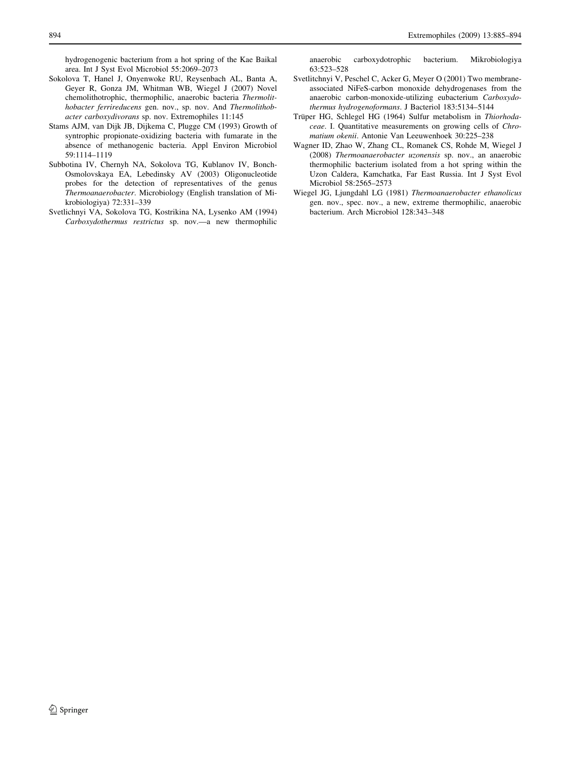hydrogenogenic bacterium from a hot spring of the Kae Baikal area. Int J Syst Evol Microbiol 55:2069–2073

Sokolova T, Hanel J, Onyenwoke RU, Reysenbach AL, Banta A, Geyer R, Gonza JM, Whitman WB, Wiegel J (2007) Novel chemolithotrophic, thermophilic, anaerobic bacteria *Thermolithobacter ferrireducens* gen. nov., sp. nov. And *Thermolithobacter carboxydivorans* sp. nov. Extremophiles 11:145

Stams AJM, van Dijk JB, Dijkema C, Plugge CM (1993) Growth of syntrophic propionate-oxidizing bacteria with fumarate in the absence of methanogenic bacteria. Appl Environ Microbiol 59:1114–1119

Subbotina IV, Chernyh NA, Sokolova TG, Kublanov IV, Bonch-Osmolovskaya EA, Lebedinsky AV (2003) Oligonucleotide probes for the detection of representatives of the genus *Thermoanaerobacter*. Microbiology (English translation of Mikrobiologiya) 72:331–339

Svetlichnyi VA, Sokolova TG, Kostrikina NA, Lysenko AM (1994) *Carboxydothermus restrictus* sp. nov.—a new thermophilic anaerobic carboxydotrophic bacterium. Mikrobiologiya 63:523–528

Svetlitchnyi V, Peschel C, Acker G, Meyer O (2001) Two membrane-associated NiFeS-carbon monoxide dehydrogenases from the anaerobic carbon-monoxide-utilizing eubacterium *Carboxydothermus hydrogenoformans*. J Bacteriol 183:5134–5144

Trüper HG, Schlegel HG (1964) Sulfur metabolism in *Thiorhodaceae*. I. Quantitative measurements on growing cells of *Chromatium okenii*. Antonie Van Leeuwenhoek 30:225–238

Wagner ID, Zhao W, Zhang CL, Romanek CS, Rohde M, Wiegel J (2008) *Thermoanaerobacter uzonensis* sp. nov., an anaerobic thermophilic bacterium isolated from a hot spring within the Uzon Caldera, Kamchatka, Far East Russia. Int J Syst Evol Microbiol 58:2565–2573

Wiegel JG, Ljungdahl LG (1981) *Thermoanaerobacter ethanolicus* gen. nov., spec. nov., a new, extreme thermophilic, anaerobic bacterium. Arch Microbiol 128:343–348